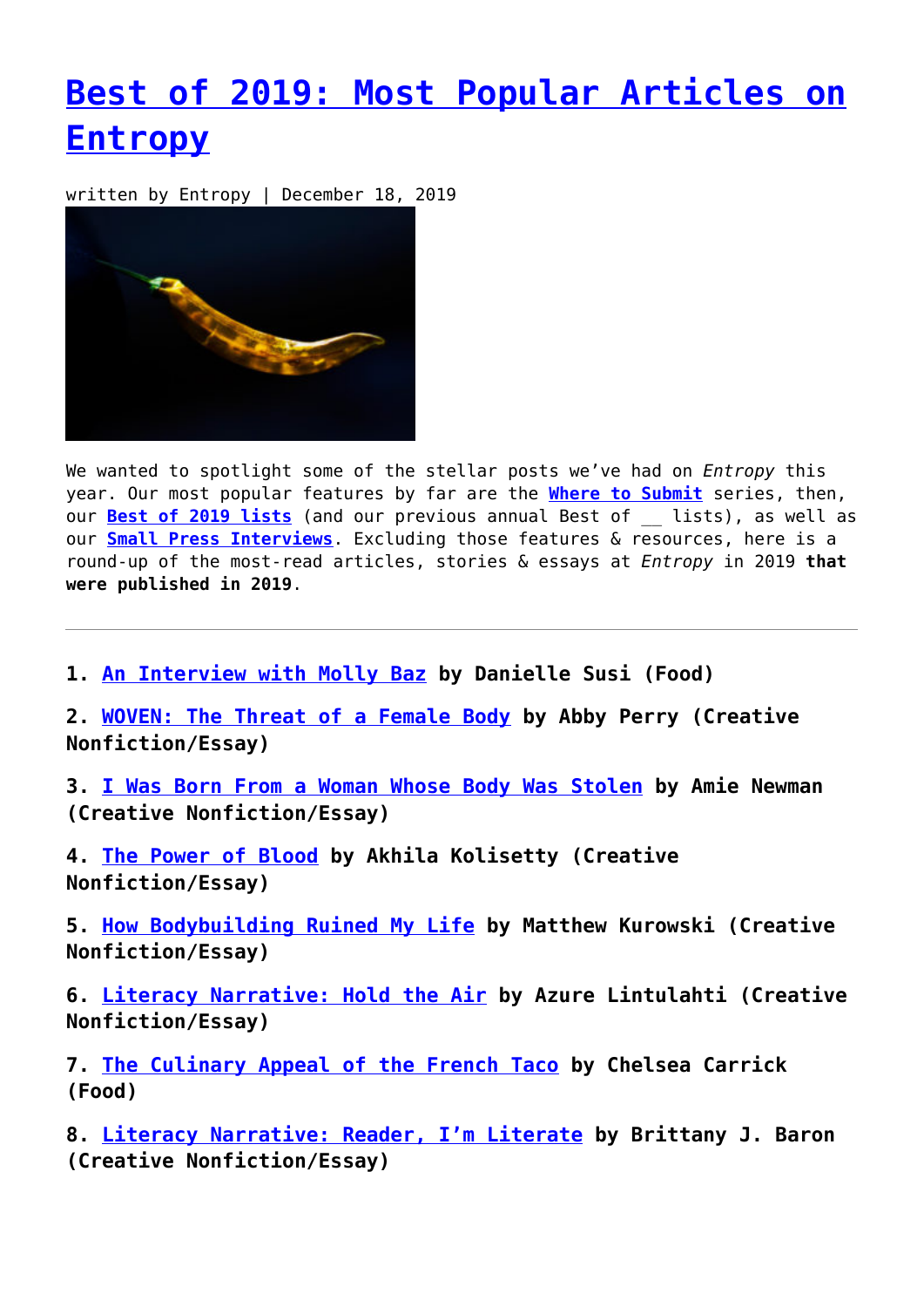# Best of 2019: Most Popular Articles on Entropy

written by Entropy | December 18, 2019

We wanted to spotlight some of the stellar posts we've had on *Entropy* this year. Our most popular features by far are the **Where to Submit** series, then, our **Best of 2019 lists** (and our previous annual Best of __ lists), as well as our **Small Press Interviews**. Excluding those features & resources, here is a round-up of the most-read articles, stories & essays at *Entropy* in 2019 **that were published in 2019**.

---

1. **An Interview with Molly Baz by Danielle Susi (Food)**

2. **WOVEN: The Threat of a Female Body by Abby Perry (Creative Nonfiction/Essay)**

3. **I Was Born From a Woman Whose Body Was Stolen by Amie Newman (Creative Nonfiction/Essay)**

4. **The Power of Blood by Akhila Kolisetty (Creative Nonfiction/Essay)**

5. **How Bodybuilding Ruined My Life by Matthew Kurowski (Creative Nonfiction/Essay)**

6. **Literacy Narrative: Hold the Air by Azure Lintulahti (Creative Nonfiction/Essay)**

7. **The Culinary Appeal of the French Taco by Chelsea Carrick (Food)**

8. **Literacy Narrative: Reader, I'm Literate by Brittany J. Baron (Creative Nonfiction/Essay)**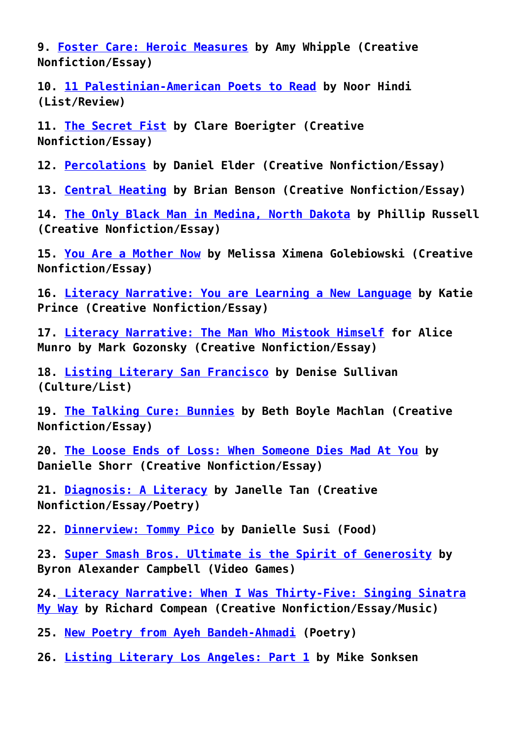**9. Foster Care: Heroic Measures by Amy Whipple (Creative Nonfiction/Essay)**

**10. 11 Palestinian-American Poets to Read by Noor Hindi (List/Review)**

**11. The Secret Fist by Clare Boerigter (Creative Nonfiction/Essay)**

**12. Percolations by Daniel Elder (Creative Nonfiction/Essay)**

**13. Central Heating by Brian Benson (Creative Nonfiction/Essay)**

**14. The Only Black Man in Medina, North Dakota by Phillip Russell (Creative Nonfiction/Essay)**

**15. You Are a Mother Now by Melissa Ximena Golebiowski (Creative Nonfiction/Essay)**

**16. Literacy Narrative: You are Learning a New Language by Katie Prince (Creative Nonfiction/Essay)**

**17. Literacy Narrative: The Man Who Mistook Himself for Alice Munro by Mark Gozonsky (Creative Nonfiction/Essay)**

**18. Listing Literary San Francisco by Denise Sullivan (Culture/List)**

**19. The Talking Cure: Bunnies by Beth Boyle Machlan (Creative Nonfiction/Essay)**

**20. The Loose Ends of Loss: When Someone Dies Mad At You by Danielle Shorr (Creative Nonfiction/Essay)**

**21. Diagnosis: A Literacy by Janelle Tan (Creative Nonfiction/Essay/Poetry)**

**22. Dinnerview: Tommy Pico by Danielle Susi (Food)**

**23. Super Smash Bros. Ultimate is the Spirit of Generosity by Byron Alexander Campbell (Video Games)**

**24. Literacy Narrative: When I Was Thirty-Five: Singing Sinatra My Way by Richard Compean (Creative Nonfiction/Essay/Music)**

**25. New Poetry from Ayeh Bandeh-Ahmadi (Poetry)**

**26. Listing Literary Los Angeles: Part 1 by Mike Sonksen**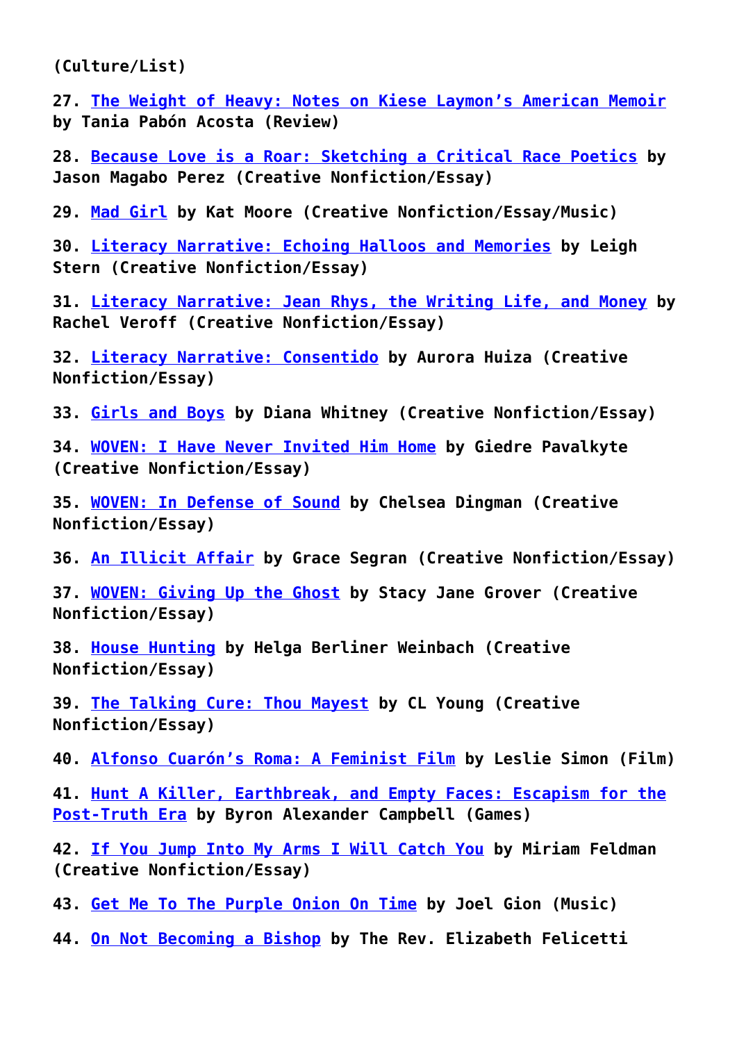**(Culture/List)**

**27. The Weight of Heavy: Notes on Kiese Laymon's American Memoir by Tania Pabón Acosta (Review)**

**28. Because Love is a Roar: Sketching a Critical Race Poetics by Jason Magabo Perez (Creative Nonfiction/Essay)**

**29. Mad Girl by Kat Moore (Creative Nonfiction/Essay/Music)**

**30. Literacy Narrative: Echoing Halloos and Memories by Leigh Stern (Creative Nonfiction/Essay)**

**31. Literacy Narrative: Jean Rhys, the Writing Life, and Money by Rachel Veroff (Creative Nonfiction/Essay)**

**32. Literacy Narrative: Consentido by Aurora Huiza (Creative Nonfiction/Essay)**

**33. Girls and Boys by Diana Whitney (Creative Nonfiction/Essay)**

**34. WOVEN: I Have Never Invited Him Home by Giedre Pavalkyte (Creative Nonfiction/Essay)**

**35. WOVEN: In Defense of Sound by Chelsea Dingman (Creative Nonfiction/Essay)**

**36. An Illicit Affair by Grace Segran (Creative Nonfiction/Essay)**

**37. WOVEN: Giving Up the Ghost by Stacy Jane Grover (Creative Nonfiction/Essay)**

**38. House Hunting by Helga Berliner Weinbach (Creative Nonfiction/Essay)**

**39. The Talking Cure: Thou Mayest by CL Young (Creative Nonfiction/Essay)**

**40. Alfonso Cuarón's Roma: A Feminist Film by Leslie Simon (Film)**

**41. Hunt A Killer, Earthbreak, and Empty Faces: Escapism for the Post-Truth Era by Byron Alexander Campbell (Games)**

**42. If You Jump Into My Arms I Will Catch You by Miriam Feldman (Creative Nonfiction/Essay)**

**43. Get Me To The Purple Onion On Time by Joel Gion (Music)**

**44. On Not Becoming a Bishop by The Rev. Elizabeth Felicetti**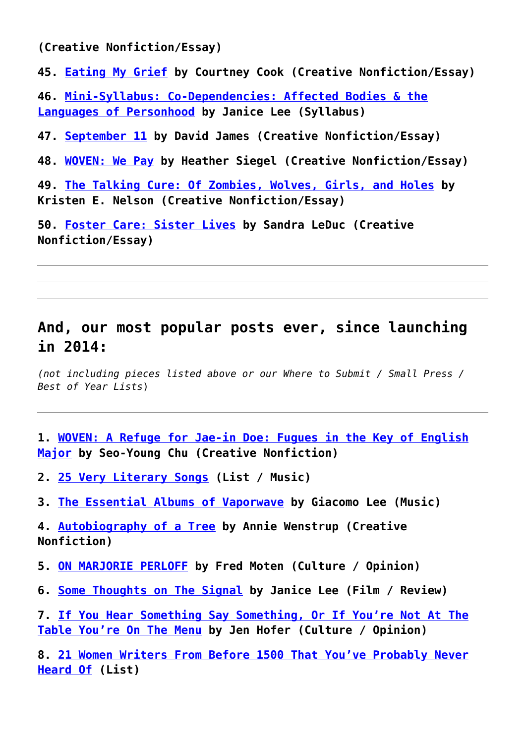**(Creative Nonfiction/Essay)**

**45. Eating My Grief by Courtney Cook (Creative Nonfiction/Essay)**

**46. Mini-Syllabus: Co-Dependencies: Affected Bodies & the Languages of Personhood by Janice Lee (Syllabus)**

**47. September 11 by David James (Creative Nonfiction/Essay)**

**48. WOVEN: We Pay by Heather Siegel (Creative Nonfiction/Essay)**

**49. The Talking Cure: Of Zombies, Wolves, Girls, and Holes by Kristen E. Nelson (Creative Nonfiction/Essay)**

**50. Foster Care: Sister Lives by Sandra LeDuc (Creative Nonfiction/Essay)**

---

---

---

## And, our most popular posts ever, since launching in 2014:

*(not including pieces listed above or our Where to Submit / Small Press / Best of Year Lists)*

---

**1. WOVEN: A Refuge for Jae-in Doe: Fugues in the Key of English Major by Seo-Young Chu (Creative Nonfiction)**

**2. 25 Very Literary Songs (List / Music)**

**3. The Essential Albums of Vaporwave by Giacomo Lee (Music)**

**4. Autobiography of a Tree by Annie Wenstrup (Creative Nonfiction)**

**5. ON MARJORIE PERLOFF by Fred Moten (Culture / Opinion)**

**6. Some Thoughts on The Signal by Janice Lee (Film / Review)**

**7. If You Hear Something Say Something, Or If You're Not At The Table You're On The Menu by Jen Hofer (Culture / Opinion)**

**8. 21 Women Writers From Before 1500 That You've Probably Never Heard Of (List)**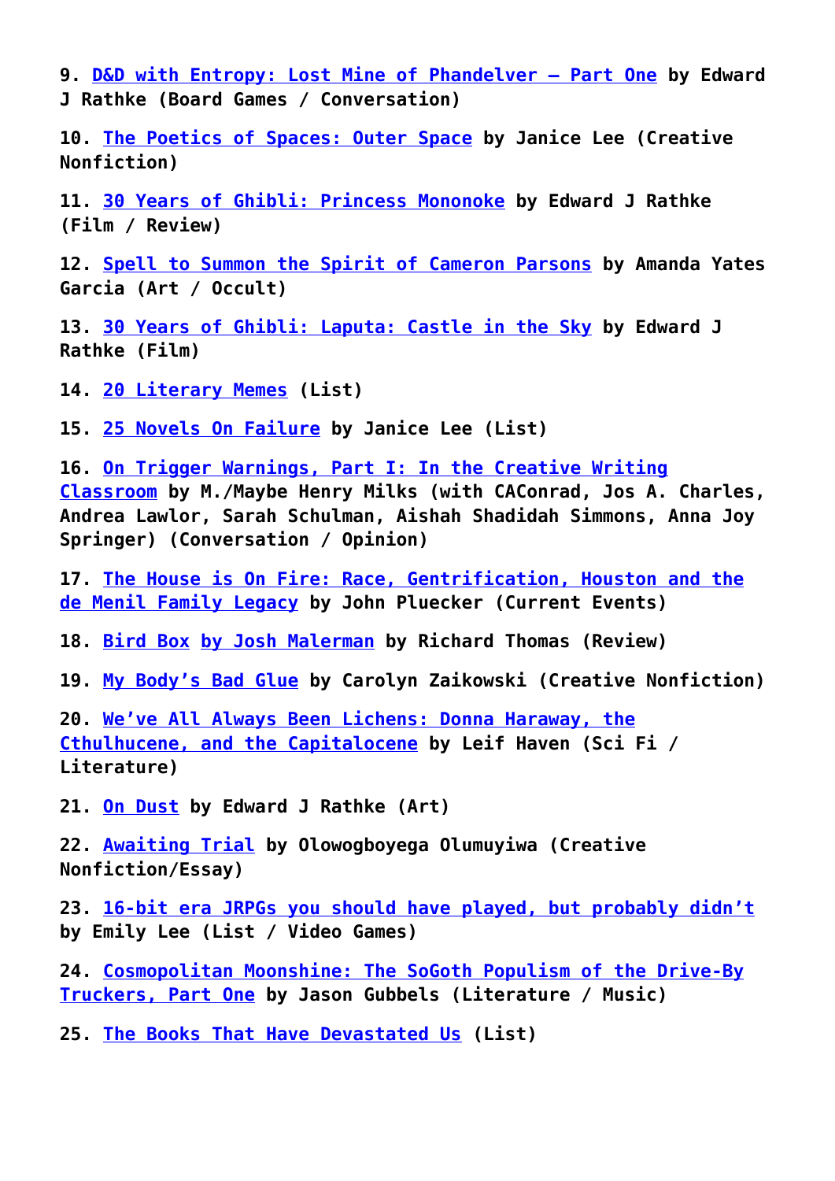9. **D&D with Entropy: Lost Mine of Phandelver – Part One by Edward J Rathke (Board Games / Conversation)**

10. **The Poetics of Spaces: Outer Space by Janice Lee (Creative Nonfiction)**

11. **30 Years of Ghibli: Princess Mononoke by Edward J Rathke (Film / Review)**

12. **Spell to Summon the Spirit of Cameron Parsons by Amanda Yates Garcia (Art / Occult)**

13. **30 Years of Ghibli: Laputa: Castle in the Sky by Edward J Rathke (Film)**

14. **20 Literary Memes (List)**

15. **25 Novels On Failure by Janice Lee (List)**

16. **On Trigger Warnings, Part I: In the Creative Writing Classroom by M./Maybe Henry Milks (with CAConrad, Jos A. Charles, Andrea Lawlor, Sarah Schulman, Aishah Shadidah Simmons, Anna Joy Springer) (Conversation / Opinion)**

17. **The House is On Fire: Race, Gentrification, Houston and the de Menil Family Legacy by John Pluecker (Current Events)**

18. **Bird Box by Josh Malerman by Richard Thomas (Review)**

19. **My Body's Bad Glue by Carolyn Zaikowski (Creative Nonfiction)**

20. **We've All Always Been Lichens: Donna Haraway, the Cthulhucene, and the Capitalocene by Leif Haven (Sci Fi / Literature)**

21. **On Dust by Edward J Rathke (Art)**

22. **Awaiting Trial by Olowogboyega Olumuyiwa (Creative Nonfiction/Essay)**

23. **16-bit era JRPGs you should have played, but probably didn't by Emily Lee (List / Video Games)**

24. **Cosmopolitan Moonshine: The SoGoth Populism of the Drive-By Truckers, Part One by Jason Gubbels (Literature / Music)**

25. **The Books That Have Devastated Us (List)**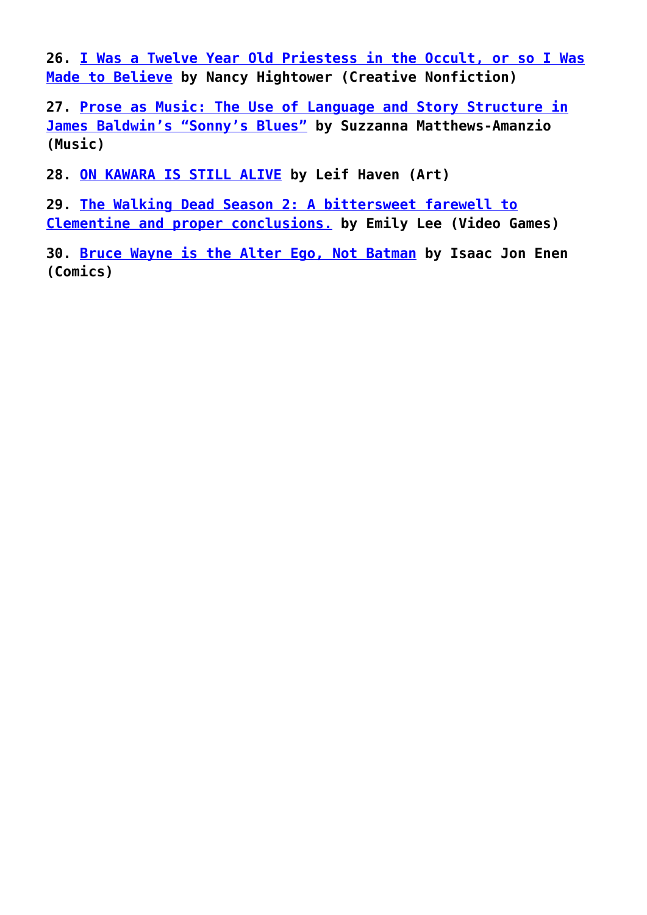**26. I Was a Twelve Year Old Priestess in the Occult, or so I Was Made to Believe by Nancy Hightower (Creative Nonfiction)**

**27. Prose as Music: The Use of Language and Story Structure in James Baldwin's "Sonny's Blues" by Suzzanna Matthews-Amanzio (Music)**

**28. ON KAWARA IS STILL ALIVE by Leif Haven (Art)**

**29. The Walking Dead Season 2: A bittersweet farewell to Clementine and proper conclusions. by Emily Lee (Video Games)**

**30. Bruce Wayne is the Alter Ego, Not Batman by Isaac Jon Enen (Comics)**